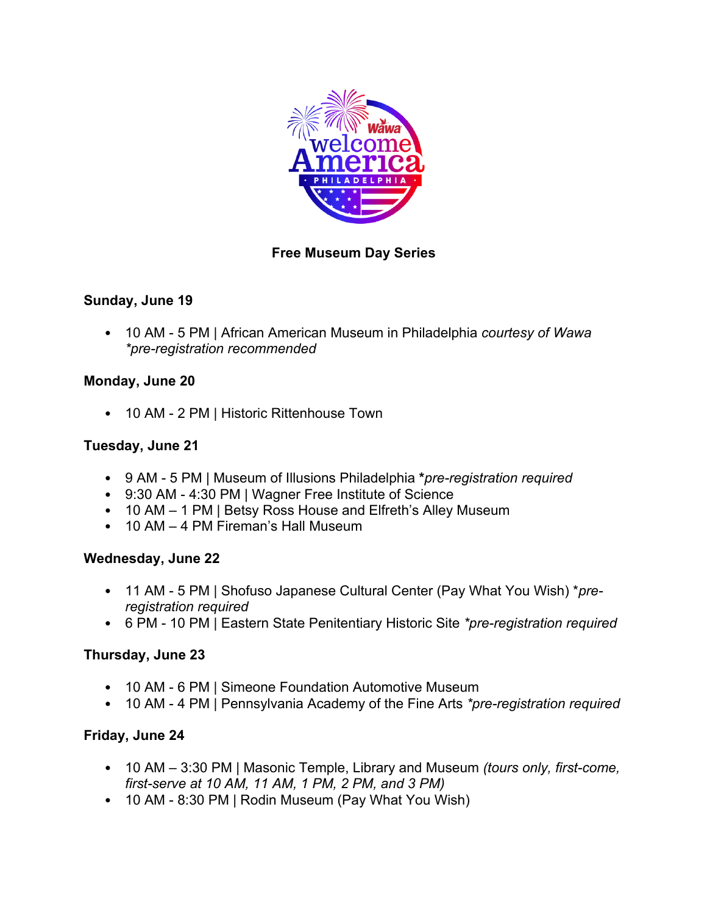**Free Museum Day Series**

**Sunday, June 19**

- 10 AM - 5 PM | African American Museum in Philadelphia *courtesy of Wawa \*pre-registration recommended*

**Monday, June 20**

- 10 AM - 2 PM | Historic Rittenhouse Town

**Tuesday, June 21**

- 9 AM - 5 PM | Museum of Illusions Philadelphia **\***_pre-registration required_
- 9:30 AM - 4:30 PM | Wagner Free Institute of Science
- 10 AM – 1 PM | Betsy Ross House and Elfreth's Alley Museum
- 10 AM – 4 PM Fireman's Hall Museum

**Wednesday, June 22**

- 11 AM - 5 PM | Shofuso Japanese Cultural Center (Pay What You Wish) \**pre-registration required*
- 6 PM - 10 PM | Eastern State Penitentiary Historic Site *\*pre-registration required*

**Thursday, June 23**

- 10 AM - 6 PM | Simeone Foundation Automotive Museum
- 10 AM - 4 PM | Pennsylvania Academy of the Fine Arts *\*pre-registration required*

**Friday, June 24**

- 10 AM – 3:30 PM | Masonic Temple, Library and Museum *(tours only, first-come, first-serve at 10 AM, 11 AM, 1 PM, 2 PM, and 3 PM)*
- 10 AM - 8:30 PM | Rodin Museum (Pay What You Wish)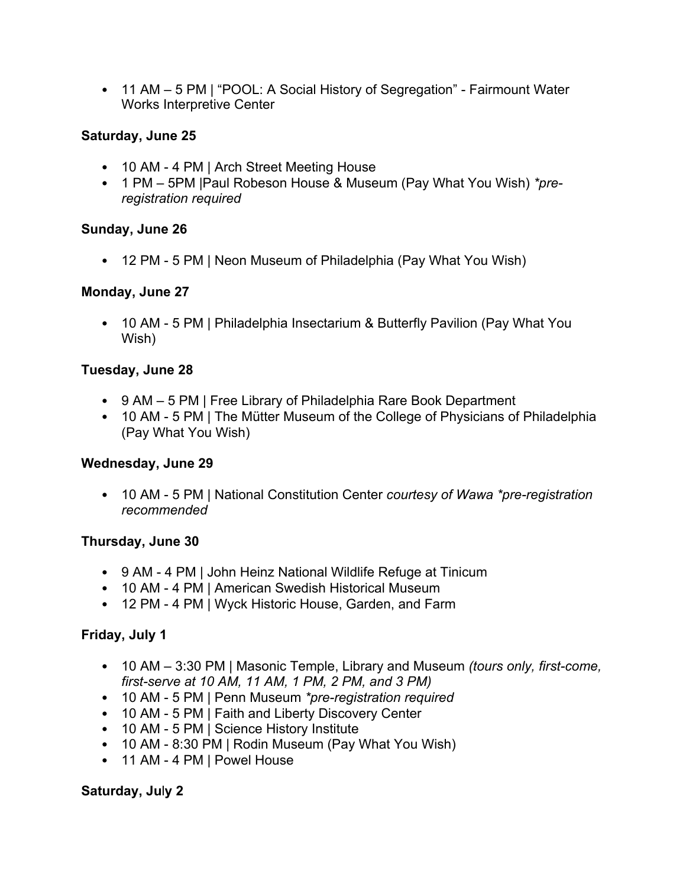- 11 AM – 5 PM | “POOL: A Social History of Segregation” - Fairmount Water Works Interpretive Center

**Saturday, June 25**

- 10 AM - 4 PM | Arch Street Meeting House
- 1 PM – 5PM |Paul Robeson House & Museum (Pay What You Wish) *\*pre-registration required*

**Sunday, June 26**

- 12 PM - 5 PM | Neon Museum of Philadelphia (Pay What You Wish)

**Monday, June 27**

- 10 AM - 5 PM | Philadelphia Insectarium & Butterfly Pavilion (Pay What You Wish)

**Tuesday, June 28**

- 9 AM – 5 PM | Free Library of Philadelphia Rare Book Department
- 10 AM - 5 PM | The Mütter Museum of the College of Physicians of Philadelphia (Pay What You Wish)

**Wednesday, June 29**

- 10 AM - 5 PM | National Constitution Center *courtesy of Wawa \*pre-registration recommended*

**Thursday, June 30**

- 9 AM - 4 PM | John Heinz National Wildlife Refuge at Tinicum
- 10 AM - 4 PM | American Swedish Historical Museum
- 12 PM - 4 PM | Wyck Historic House, Garden, and Farm

**Friday, July 1**

- 10 AM – 3:30 PM | Masonic Temple, Library and Museum *(tours only, first-come, first-serve at 10 AM, 11 AM, 1 PM, 2 PM, and 3 PM)*
- 10 AM - 5 PM | Penn Museum *\*pre-registration required*
- 10 AM - 5 PM | Faith and Liberty Discovery Center
- 10 AM - 5 PM | Science History Institute
- 10 AM - 8:30 PM | Rodin Museum (Pay What You Wish)
- 11 AM - 4 PM | Powel House

**Saturday, July 2**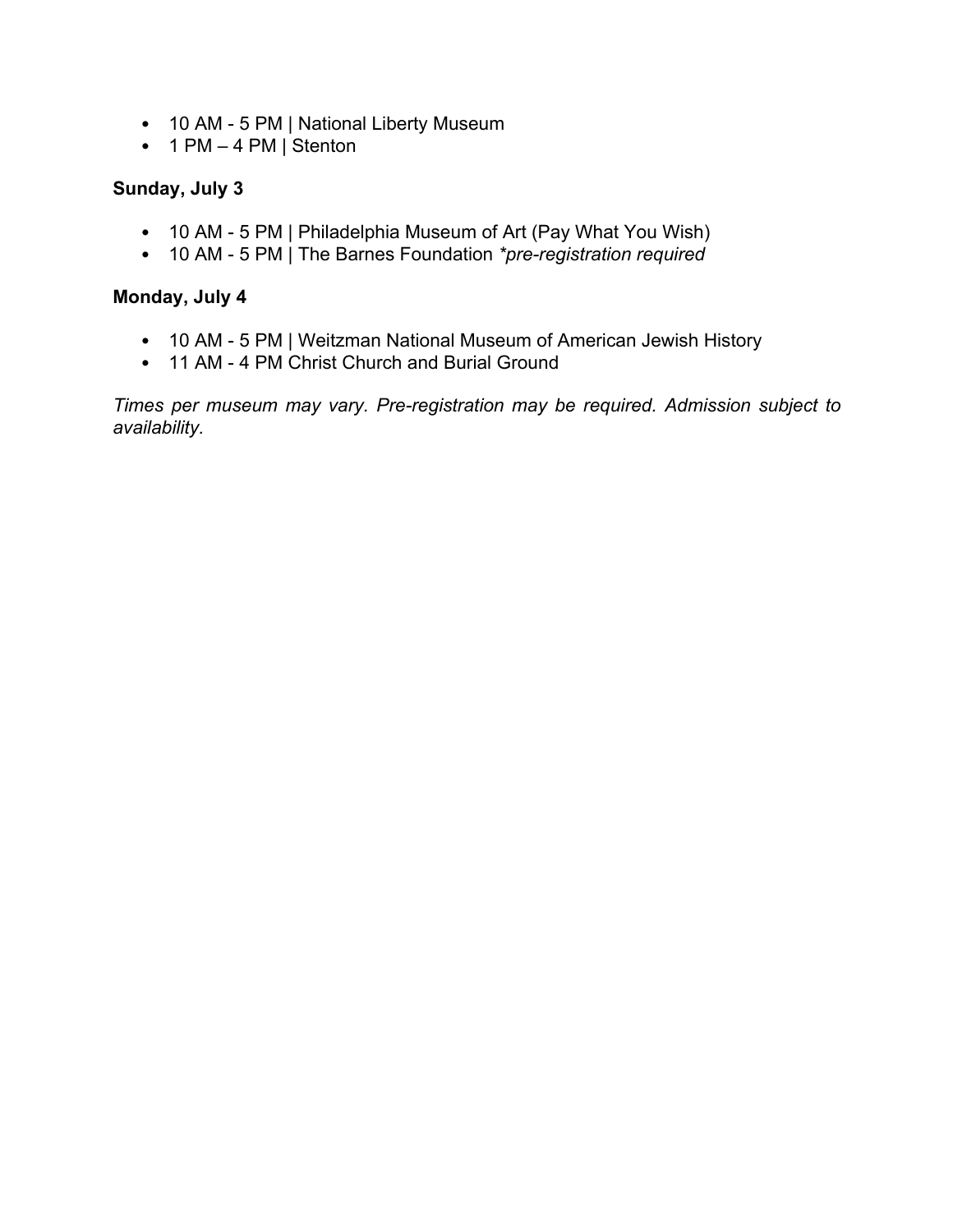- 10 AM - 5 PM | National Liberty Museum
- 1 PM – 4 PM | Stenton

**Sunday, July 3**

- 10 AM - 5 PM | Philadelphia Museum of Art (Pay What You Wish)
- 10 AM - 5 PM | The Barnes Foundation *\*pre-registration required*

**Monday, July 4**

- 10 AM - 5 PM | Weitzman National Museum of American Jewish History
- 11 AM - 4 PM Christ Church and Burial Ground

*Times per museum may vary. Pre-registration may be required. Admission subject to availability.*